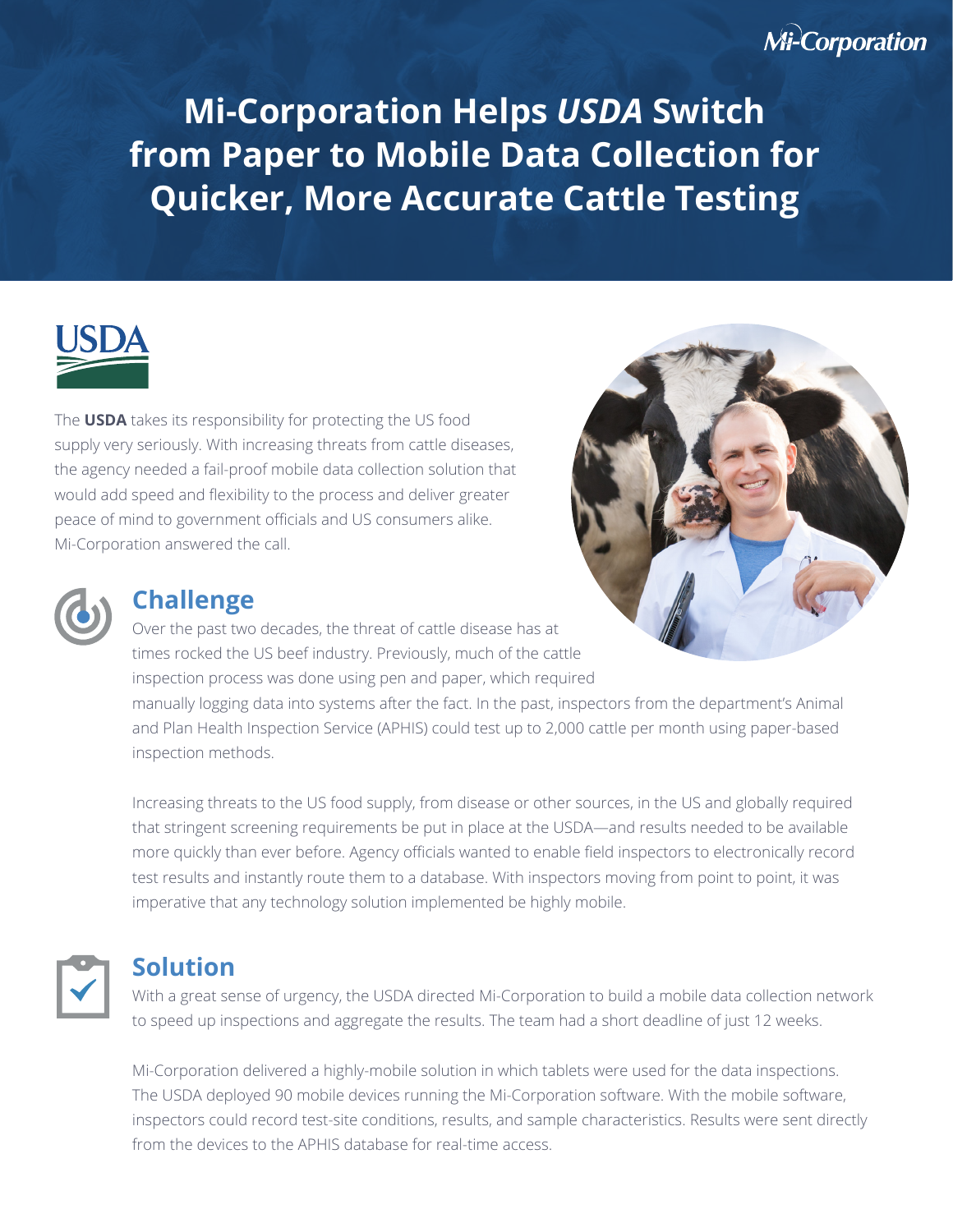# Mi-Corporation Helps *USDA* Switch from Paper to Mobile Data Collection for Quicker, More Accurate Cattle Testing

The **USDA** takes its responsibility for protecting the US food supply very seriously. With increasing threats from cattle diseases, the agency needed a fail-proof mobile data collection solution that would add speed and flexibility to the process and deliver greater peace of mind to government officials and US consumers alike. Mi-Corporation answered the call.

## Challenge

Over the past two decades, the threat of cattle disease has at times rocked the US beef industry. Previously, much of the cattle inspection process was done using pen and paper, which required manually logging data into systems after the fact. In the past, inspectors from the department's Animal and Plan Health Inspection Service (APHIS) could test up to 2,000 cattle per month using paper-based inspection methods.

Increasing threats to the US food supply, from disease or other sources, in the US and globally required that stringent screening requirements be put in place at the USDA—and results needed to be available more quickly than ever before. Agency officials wanted to enable field inspectors to electronically record test results and instantly route them to a database. With inspectors moving from point to point, it was imperative that any technology solution implemented be highly mobile.

## Solution

With a great sense of urgency, the USDA directed Mi-Corporation to build a mobile data collection network to speed up inspections and aggregate the results. The team had a short deadline of just 12 weeks.

Mi-Corporation delivered a highly-mobile solution in which tablets were used for the data inspections. The USDA deployed 90 mobile devices running the Mi-Corporation software. With the mobile software, inspectors could record test-site conditions, results, and sample characteristics. Results were sent directly from the devices to the APHIS database for real-time access.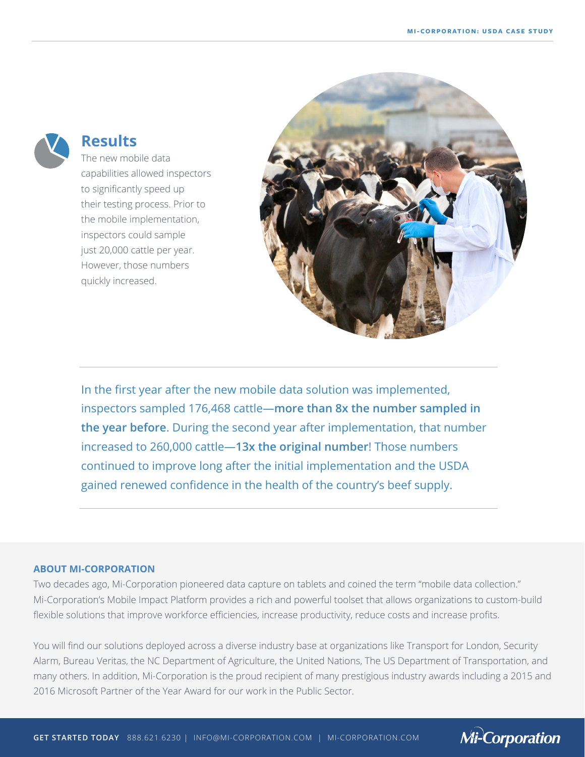## Results

The new mobile data capabilities allowed inspectors to significantly speed up their testing process. Prior to the mobile implementation, inspectors could sample just 20,000 cattle per year. However, those numbers quickly increased.

In the first year after the new mobile data solution was implemented, inspectors sampled 176,468 cattle—**more than 8x the number sampled in the year before**. During the second year after implementation, that number increased to 260,000 cattle—**13x the original number**! Those numbers continued to improve long after the initial implementation and the USDA gained renewed confidence in the health of the country's beef supply.

### ABOUT MI-CORPORATION

Two decades ago, Mi-Corporation pioneered data capture on tablets and coined the term "mobile data collection." Mi-Corporation's Mobile Impact Platform provides a rich and powerful toolset that allows organizations to custom-build flexible solutions that improve workforce efficiencies, increase productivity, reduce costs and increase profits.

You will find our solutions deployed across a diverse industry base at organizations like Transport for London, Security Alarm, Bureau Veritas, the NC Department of Agriculture, the United Nations, The US Department of Transportation, and many others. In addition, Mi-Corporation is the proud recipient of many prestigious industry awards including a 2015 and 2016 Microsoft Partner of the Year Award for our work in the Public Sector.

**GET STARTED TODAY** 888.621.6230 | INFO@MI-CORPORATION.COM | MI-CORPORATION.COM

Mi-Corporation